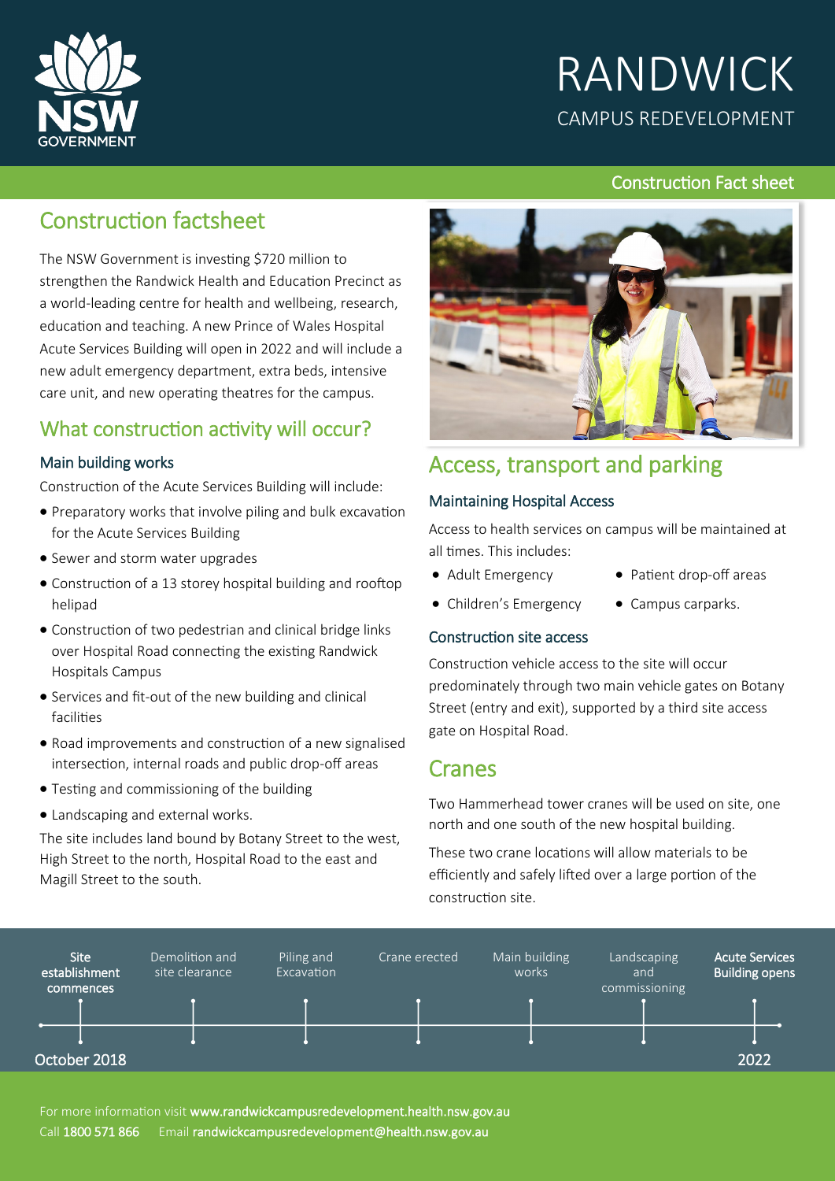# RANDWICK

CAMPUS REDEVELOPMENT

Construction Fact sheet

## Construction factsheet

The NSW Government is investing $720 million to strengthen the Randwick Health and Education Precinct as a world-leading centre for health and wellbeing, research, education and teaching. A new Prince of Wales Hospital Acute Services Building will open in 2022 and will include a new adult emergency department, extra beds, intensive care unit, and new operating theatres for the campus.

## What construction activity will occur?

### Main building works

Construction of the Acute Services Building will include:

- Preparatory works that involve piling and bulk excavation for the Acute Services Building
- Sewer and storm water upgrades
- Construction of a 13 storey hospital building and rooftop helipad
- Construction of two pedestrian and clinical bridge links over Hospital Road connecting the existing Randwick Hospitals Campus
- Services and fit-out of the new building and clinical facilities
- Road improvements and construction of a new signalised intersection, internal roads and public drop-off areas
- Testing and commissioning of the building
- Landscaping and external works.

The site includes land bound by Botany Street to the west, High Street to the north, Hospital Road to the east and Magill Street to the south.

## Access, transport and parking

### Maintaining Hospital Access

Access to health services on campus will be maintained at all times. This includes:

- Adult Emergency
- Children's Emergency
- Patient drop-off areas
- Campus carparks.

### Construction site access

Construction vehicle access to the site will occur predominately through two main vehicle gates on Botany Street (entry and exit), supported by a third site access gate on Hospital Road.

## Cranes

Two Hammerhead tower cranes will be used on site, one north and one south of the new hospital building.

These two crane locations will allow materials to be efficiently and safely lifted over a large portion of the construction site.

**Timeline:**

- **Site establishment commences** – October 2018
- Demolition and site clearance
- Piling and Excavation
- Crane erected
- Main building works
- Landscaping and commissioning
- **Acute Services Building opens** – 2022

For more information visit **www.randwickcampusredevelopment.health.nsw.gov.au**

Call **1800 571 866** Email **randwickcampusredevelopment@health.nsw.gov.au**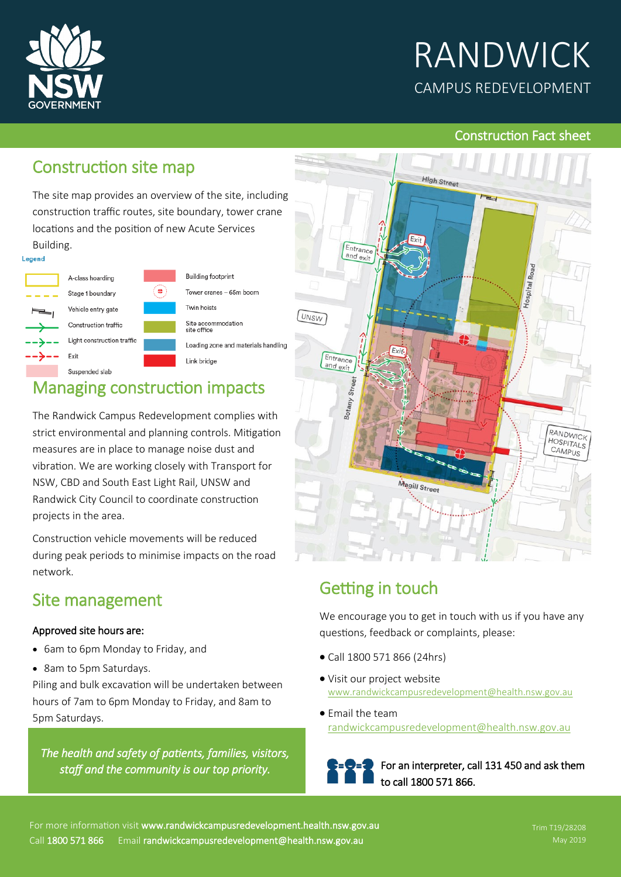# RANDWICK

CAMPUS REDEVELOPMENT

Construction Fact sheet

## Construction site map

The site map provides an overview of the site, including construction traffic routes, site boundary, tower crane locations and the position of new Acute Services Building.

Legend

- A-class hoarding
- Stage 1 boundary
- Vehicle entry gate
- Construction traffic
- Light construction traffic
- Exit
- Suspended slab
- Building footprint
- Tower cranes – 65m boom
- Twin hoists
- Site accommodation site office
- Loading zone and materials handling
- Link bridge

High Street

Hospital Road

Botany Street

Magill Street

UNSW

RANDWICK HOSPITALS CAMPUS

Entrance and exit

Exit

## Managing construction impacts

The Randwick Campus Redevelopment complies with strict environmental and planning controls. Mitigation measures are in place to manage noise dust and vibration. We are working closely with Transport for NSW, CBD and South East Light Rail, UNSW and Randwick City Council to coordinate construction projects in the area.

Construction vehicle movements will be reduced during peak periods to minimise impacts on the road network.

## Site management

**Approved site hours are:**

- 6am to 6pm Monday to Friday, and
- 8am to 5pm Saturdays.

Piling and bulk excavation will be undertaken between hours of 7am to 6pm Monday to Friday, and 8am to 5pm Saturdays.

*The health and safety of patients, families, visitors, staff and the community is our top priority.*

## Getting in touch

We encourage you to get in touch with us if you have any questions, feedback or complaints, please:

- Call 1800 571 866 (24hrs)
- Visit our project website www.randwickcampusredevelopment@health.nsw.gov.au
- Email the team randwickcampusredevelopment@health.nsw.gov.au

For an interpreter, call 131 450 and ask them to call 1800 571 866.

For more information visit **www.randwickcampusredevelopment.health.nsw.gov.au**
Call **1800 571 866** Email **randwickcampusredevelopment@health.nsw.gov.au**

Trim T19/28208
May 2019